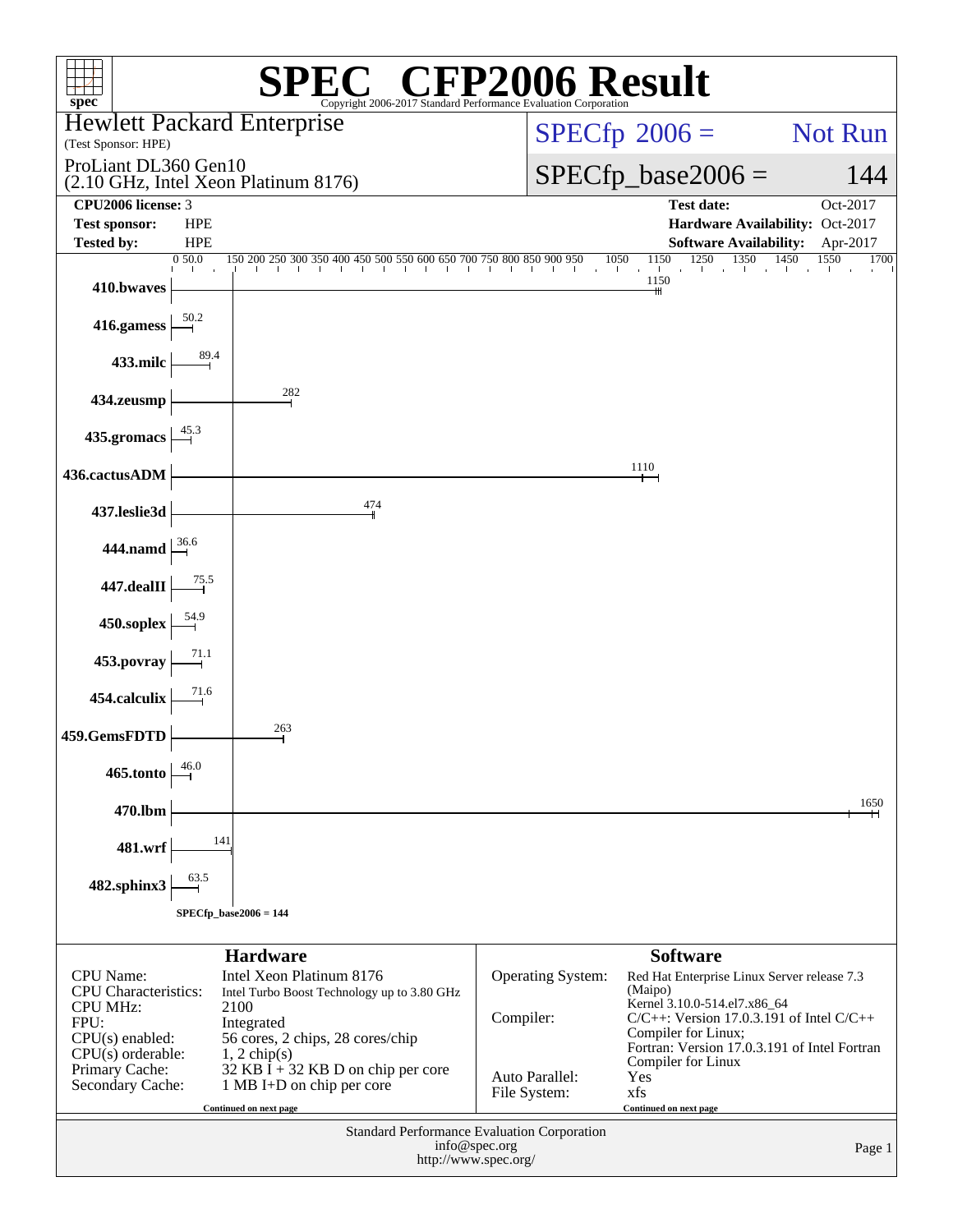# SPEC® CFP2006 Result

Copyright 2006-2017 Standard Performance Evaluation Corporation

**Hewlett Packard Enterprise**
(Test Sponsor: HPE)

**ProLiant DL360 Gen10**
(2.10 GHz, Intel Xeon Platinum 8176)

SPECfp 2006 = Not Run

SPECfp_base2006 = 144

| | | | |
|---|---|---|---|
| **CPU2006 license:** | 3 | **Test date:** | Oct-2017 |
| **Test sponsor:** | HPE | **Hardware Availability:** | Oct-2017 |
| **Tested by:** | HPE | **Software Availability:** | Apr-2017 |

| Benchmark | Base ratio |
|---|---|
| 410.bwaves | 1150 |
| 416.gamess | 50.2 |
| 433.milc | 89.4 |
| 434.zeusmp | 282 |
| 435.gromacs | 45.3 |
| 436.cactusADM | 1110 |
| 437.leslie3d | 474 |
| 444.namd | 36.6 |
| 447.dealII | 75.5 |
| 450.soplex | 54.9 |
| 453.povray | 71.1 |
| 454.calculix | 71.6 |
| 459.GemsFDTD | 263 |
| 465.tonto | 46.0 |
| 470.lbm | 1650 |
| 481.wrf | 141 |
| 482.sphinx3 | 63.5 |

SPECfp_base2006 = 144

## Hardware

| | |
|---|---|
| CPU Name: | Intel Xeon Platinum 8176 |
| CPU Characteristics: | Intel Turbo Boost Technology up to 3.80 GHz |
| CPU MHz: | 2100 |
| FPU: | Integrated |
| CPU(s) enabled: | 56 cores, 2 chips, 28 cores/chip |
| CPU(s) orderable: | 1, 2 chip(s) |
| Primary Cache: | 32 KB I + 32 KB D on chip per core |
| Secondary Cache: | 1 MB I+D on chip per core |

Continued on next page

## Software

| | |
|---|---|
| Operating System: | Red Hat Enterprise Linux Server release 7.3 (Maipo) Kernel 3.10.0-514.el7.x86_64 |
| Compiler: | C/C++: Version 17.0.3.191 of Intel C/C++ Compiler for Linux; Fortran: Version 17.0.3.191 of Intel Fortran Compiler for Linux |
| Auto Parallel: | Yes |
| File System: | xfs |

Continued on next page

Standard Performance Evaluation Corporation
info@spec.org
http://www.spec.org/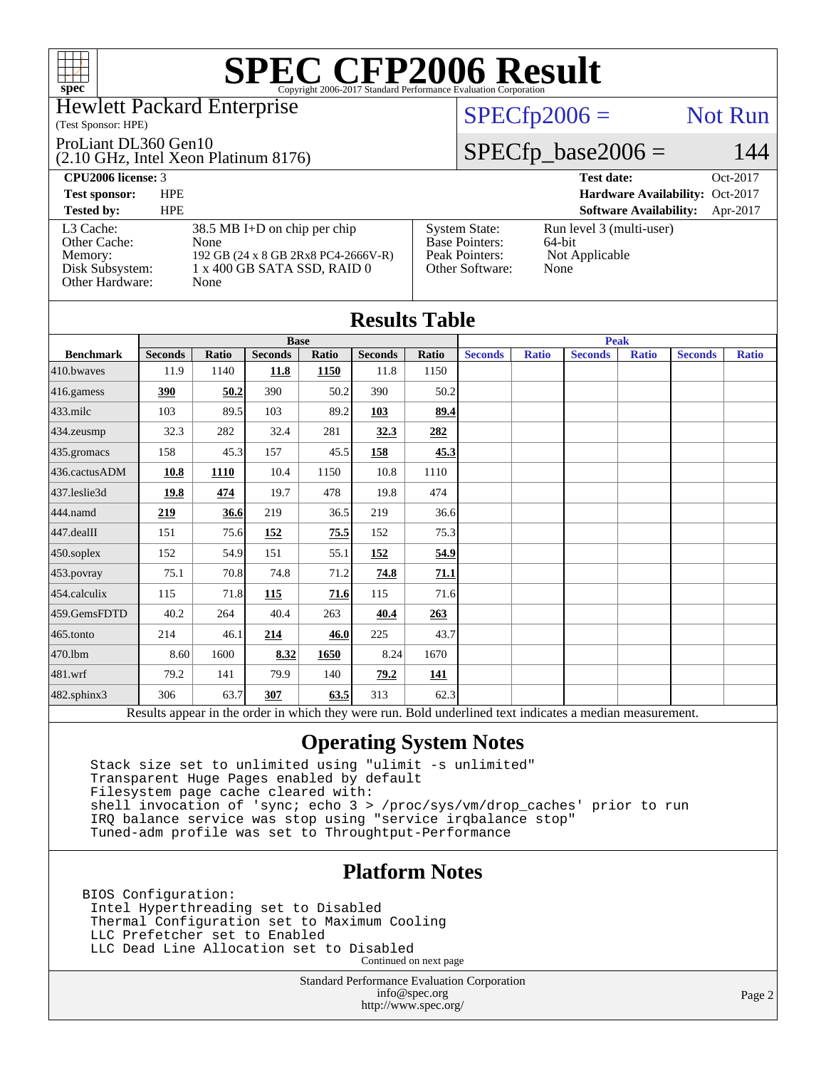# SPEC CFP2006 Result

Copyright 2006-2017 Standard Performance Evaluation Corporation

Hewlett Packard Enterprise
(Test Sponsor: HPE)

ProLiant DL360 Gen10
(2.10 GHz, Intel Xeon Platinum 8176)

SPECfp2006 = Not Run

SPECfp_base2006 = 144

| | | | |
|---|---|---|---|
| **CPU2006 license:** 3 | | **Test date:** | Oct-2017 |
| **Test sponsor:** | HPE | **Hardware Availability:** | Oct-2017 |
| **Tested by:** | HPE | **Software Availability:** | Apr-2017 |

| | | | |
|---|---|---|---|
| L3 Cache: | 38.5 MB I+D on chip per chip | System State: | Run level 3 (multi-user) |
| Other Cache: | None | Base Pointers: | 64-bit |
| Memory: | 192 GB (24 x 8 GB 2Rx8 PC4-2666V-R) | Peak Pointers: | Not Applicable |
| Disk Subsystem: | 1 x 400 GB SATA SSD, RAID 0 | Other Software: | None |
| Other Hardware: | None | | |

## Results Table

| | Base | | | | | | Peak | | | | | |
|---|---|---|---|---|---|---|---|---|---|---|---|---|
| **Benchmark** | **Seconds** | **Ratio** | **Seconds** | **Ratio** | **Seconds** | **Ratio** | **Seconds** | **Ratio** | **Seconds** | **Ratio** | **Seconds** | **Ratio** |
| 410.bwaves | 11.9 | 1140 | **11.8** | **1150** | 11.8 | 1150 | | | | | | |
| 416.gamess | **390** | **50.2** | 390 | 50.2 | 390 | 50.2 | | | | | | |
| 433.milc | 103 | 89.5 | 103 | 89.2 | **103** | **89.4** | | | | | | |
| 434.zeusmp | 32.3 | 282 | 32.4 | 281 | **32.3** | **282** | | | | | | |
| 435.gromacs | 158 | 45.3 | 157 | 45.5 | **158** | **45.3** | | | | | | |
| 436.cactusADM | **10.8** | **1110** | 10.4 | 1150 | 10.8 | 1110 | | | | | | |
| 437.leslie3d | **19.8** | **474** | 19.7 | 478 | 19.8 | 474 | | | | | | |
| 444.namd | **219** | **36.6** | 219 | 36.5 | 219 | 36.6 | | | | | | |
| 447.dealII | 151 | 75.6 | **152** | **75.5** | 152 | 75.3 | | | | | | |
| 450.soplex | 152 | 54.9 | 151 | 55.1 | **152** | **54.9** | | | | | | |
| 453.povray | 75.1 | 70.8 | 74.8 | 71.2 | **74.8** | **71.1** | | | | | | |
| 454.calculix | 115 | 71.8 | **115** | **71.6** | 115 | 71.6 | | | | | | |
| 459.GemsFDTD | 40.2 | 264 | 40.4 | 263 | **40.4** | **263** | | | | | | |
| 465.tonto | 214 | 46.1 | **214** | **46.0** | 225 | 43.7 | | | | | | |
| 470.lbm | 8.60 | 1600 | **8.32** | **1650** | 8.24 | 1670 | | | | | | |
| 481.wrf | 79.2 | 141 | 79.9 | 140 | **79.2** | **141** | | | | | | |
| 482.sphinx3 | 306 | 63.7 | **307** | **63.5** | 313 | 62.3 | | | | | | |

Results appear in the order in which they were run. Bold underlined text indicates a median measurement.

## Operating System Notes

```
Stack size set to unlimited using "ulimit -s unlimited"
Transparent Huge Pages enabled by default
Filesystem page cache cleared with:
shell invocation of 'sync; echo 3 > /proc/sys/vm/drop_caches' prior to run
IRQ balance service was stop using "service irqbalance stop"
Tuned-adm profile was set to Throughtput-Performance
```

## Platform Notes

```
BIOS Configuration:
 Intel Hyperthreading set to Disabled
 Thermal Configuration set to Maximum Cooling
 LLC Prefetcher set to Enabled
 LLC Dead Line Allocation set to Disabled
```

Continued on next page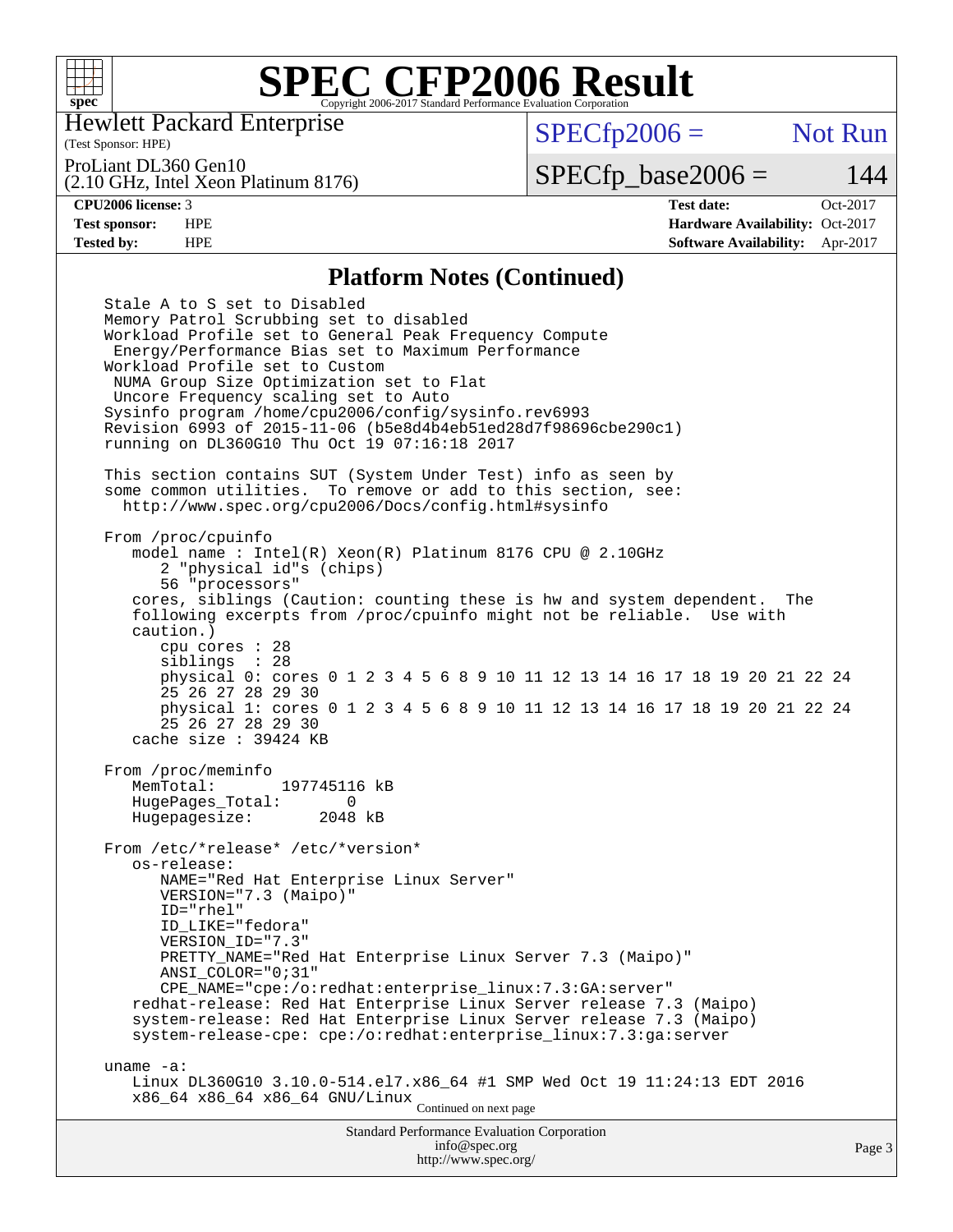# SPEC CFP2006 Result

Copyright 2006-2017 Standard Performance Evaluation Corporation

Hewlett Packard Enterprise
(Test Sponsor: HPE)

ProLiant DL360 Gen10
(2.10 GHz, Intel Xeon Platinum 8176)

SPECfp2006 = Not Run

SPECfp_base2006 = 144

| | | | |
|---|---|---|---|
| **CPU2006 license:** | 3 | **Test date:** | Oct-2017 |
| **Test sponsor:** | HPE | **Hardware Availability:** | Oct-2017 |
| **Tested by:** | HPE | **Software Availability:** | Apr-2017 |

## Platform Notes (Continued)

```
Stale A to S set to Disabled
Memory Patrol Scrubbing set to disabled
Workload Profile set to General Peak Frequency Compute
 Energy/Performance Bias set to Maximum Performance
Workload Profile set to Custom
 NUMA Group Size Optimization set to Flat
 Uncore Frequency scaling set to Auto
Sysinfo program /home/cpu2006/config/sysinfo.rev6993
Revision 6993 of 2015-11-06 (b5e8d4b4eb51ed28d7f98696cbe290c1)
running on DL360G10 Thu Oct 19 07:16:18 2017

This section contains SUT (System Under Test) info as seen by
some common utilities.  To remove or add to this section, see:
  http://www.spec.org/cpu2006/Docs/config.html#sysinfo

From /proc/cpuinfo
   model name : Intel(R) Xeon(R) Platinum 8176 CPU @ 2.10GHz
      2 "physical id"s (chips)
      56 "processors"
   cores, siblings (Caution: counting these is hw and system dependent.  The
   following excerpts from /proc/cpuinfo might not be reliable.  Use with
   caution.)
      cpu cores : 28
      siblings  : 28
      physical 0: cores 0 1 2 3 4 5 6 8 9 10 11 12 13 14 16 17 18 19 20 21 22 24
      25 26 27 28 29 30
      physical 1: cores 0 1 2 3 4 5 6 8 9 10 11 12 13 14 16 17 18 19 20 21 22 24
      25 26 27 28 29 30
   cache size : 39424 KB

From /proc/meminfo
   MemTotal:       197745116 kB
   HugePages_Total:       0
   Hugepagesize:       2048 kB

From /etc/*release* /etc/*version*
   os-release:
      NAME="Red Hat Enterprise Linux Server"
      VERSION="7.3 (Maipo)"
      ID="rhel"
      ID_LIKE="fedora"
      VERSION_ID="7.3"
      PRETTY_NAME="Red Hat Enterprise Linux Server 7.3 (Maipo)"
      ANSI_COLOR="0;31"
      CPE_NAME="cpe:/o:redhat:enterprise_linux:7.3:GA:server"
   redhat-release: Red Hat Enterprise Linux Server release 7.3 (Maipo)
   system-release: Red Hat Enterprise Linux Server release 7.3 (Maipo)
   system-release-cpe: cpe:/o:redhat:enterprise_linux:7.3:ga:server

uname -a:
   Linux DL360G10 3.10.0-514.el7.x86_64 #1 SMP Wed Oct 19 11:24:13 EDT 2016
   x86_64 x86_64 x86_64 GNU/Linux
```

Continued on next page

Standard Performance Evaluation Corporation
info@spec.org
http://www.spec.org/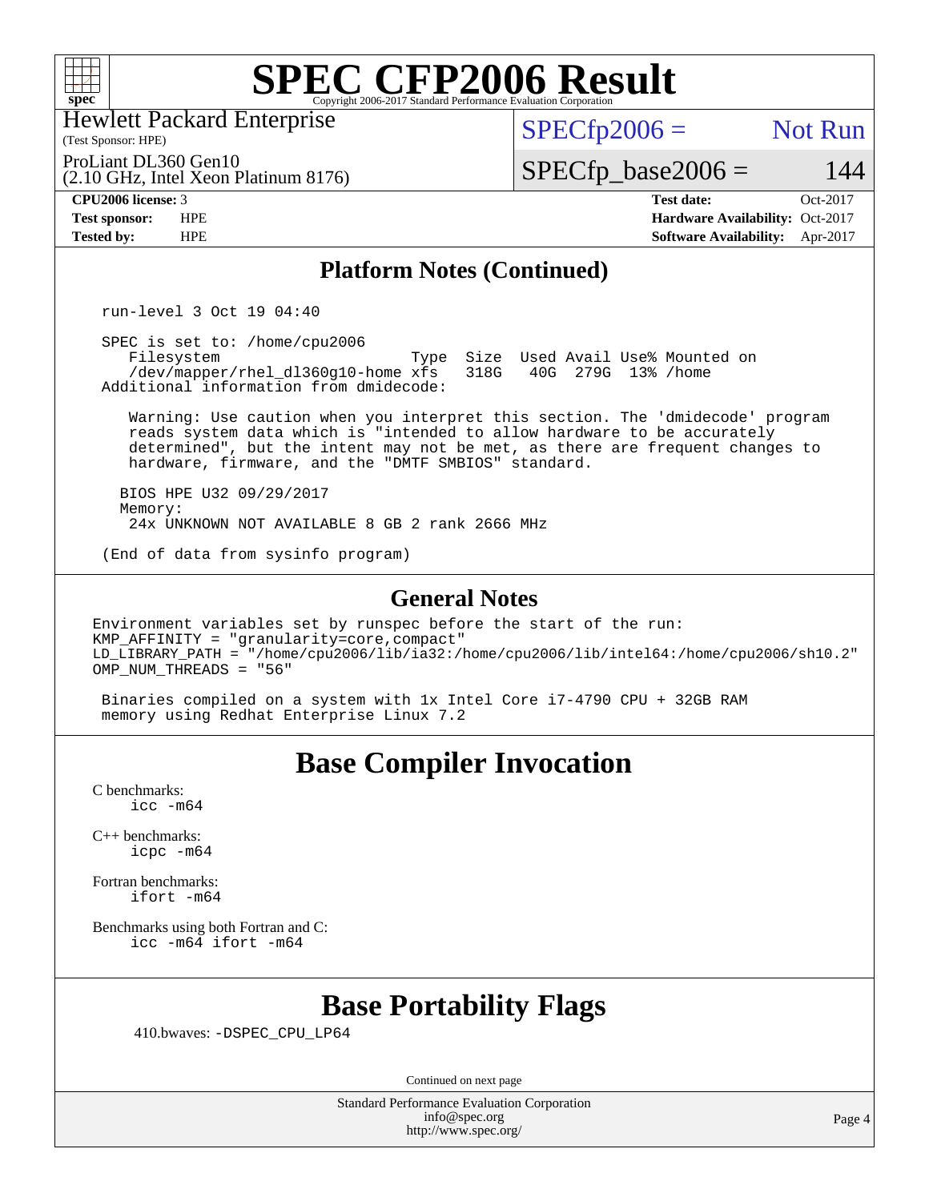# SPEC CFP2006 Result

Hewlett Packard Enterprise
(Test Sponsor: HPE)

ProLiant DL360 Gen10
(2.10 GHz, Intel Xeon Platinum 8176)

SPECfp2006 = Not Run

SPECfp_base2006 = 144

| | | | |
|---|---|---|---|
| **CPU2006 license:** 3 | | **Test date:** | Oct-2017 |
| **Test sponsor:** | HPE | **Hardware Availability:** | Oct-2017 |
| **Tested by:** | HPE | **Software Availability:** | Apr-2017 |

## Platform Notes (Continued)

```
run-level 3 Oct 19 04:40

SPEC is set to: /home/cpu2006
   Filesystem                    Type  Size  Used Avail Use% Mounted on
   /dev/mapper/rhel_dl360g10-home xfs   318G   40G  279G  13% /home
Additional information from dmidecode:

   Warning: Use caution when you interpret this section. The 'dmidecode' program
   reads system data which is "intended to allow hardware to be accurately
   determined", but the intent may not be met, as there are frequent changes to
   hardware, firmware, and the "DMTF SMBIOS" standard.

  BIOS HPE U32 09/29/2017
  Memory:
   24x UNKNOWN NOT AVAILABLE 8 GB 2 rank 2666 MHz

(End of data from sysinfo program)
```

## General Notes

```
Environment variables set by runspec before the start of the run:
KMP_AFFINITY = "granularity=core,compact"
LD_LIBRARY_PATH = "/home/cpu2006/lib/ia32:/home/cpu2006/lib/intel64:/home/cpu2006/sh10.2"
OMP_NUM_THREADS = "56"

 Binaries compiled on a system with 1x Intel Core i7-4790 CPU + 32GB RAM
 memory using Redhat Enterprise Linux 7.2
```

# Base Compiler Invocation

C benchmarks:
icc -m64

C++ benchmarks:
icpc -m64

Fortran benchmarks:
ifort -m64

Benchmarks using both Fortran and C:
icc -m64 ifort -m64

# Base Portability Flags

410.bwaves: -DSPEC_CPU_LP64

Continued on next page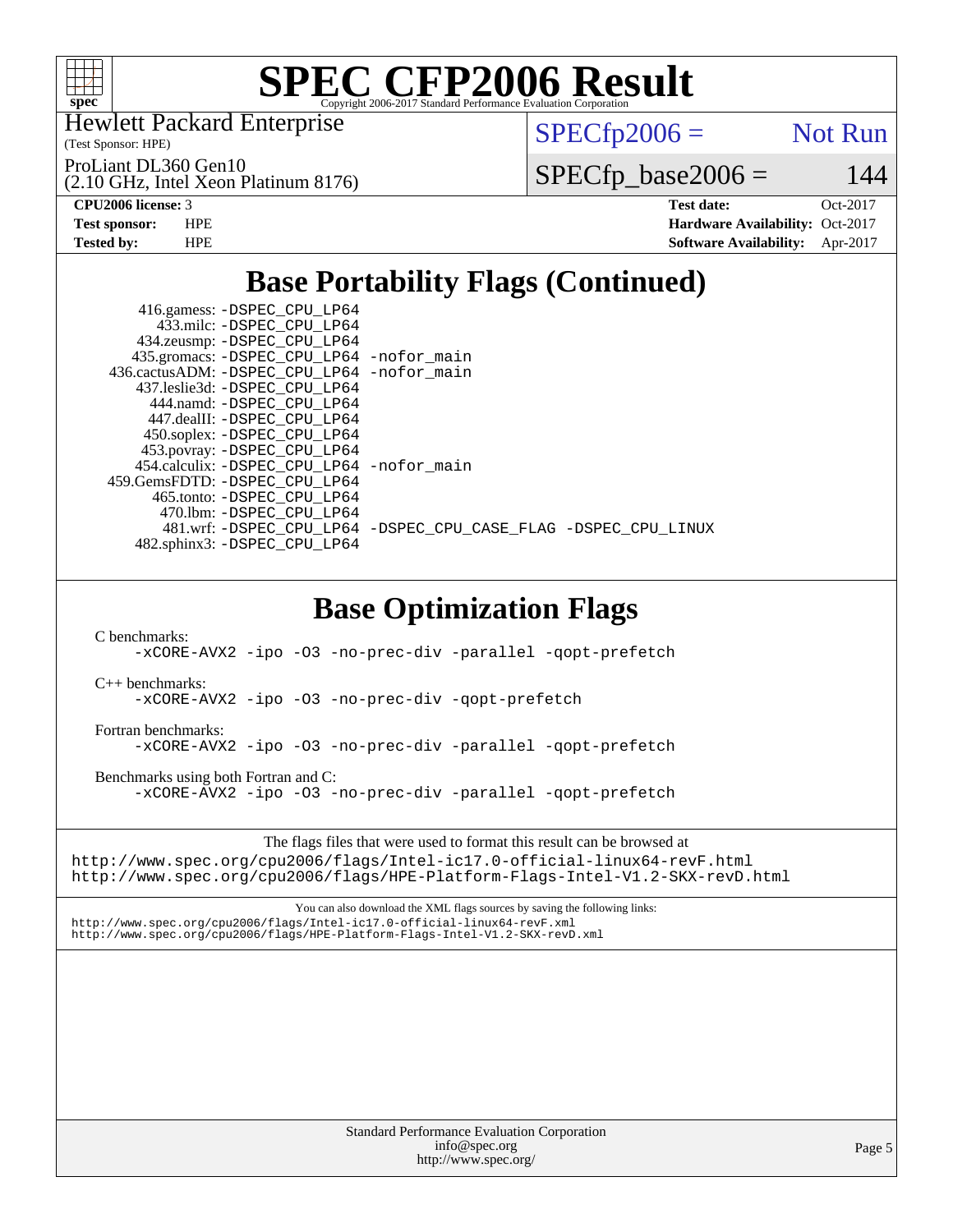# SPEC CFP2006 Result

Copyright 2006-2017 Standard Performance Evaluation Corporation

Hewlett Packard Enterprise
(Test Sponsor: HPE)

ProLiant DL360 Gen10
(2.10 GHz, Intel Xeon Platinum 8176)

SPECfp2006 = Not Run

SPECfp_base2006 = 144

| | | | |
|---|---|---|---|
| **CPU2006 license:** | 3 | **Test date:** | Oct-2017 |
| **Test sponsor:** | HPE | **Hardware Availability:** | Oct-2017 |
| **Tested by:** | HPE | **Software Availability:** | Apr-2017 |

## Base Portability Flags (Continued)

```
     416.gamess: -DSPEC_CPU_LP64
       433.milc: -DSPEC_CPU_LP64
     434.zeusmp: -DSPEC_CPU_LP64
    435.gromacs: -DSPEC_CPU_LP64 -nofor_main
 436.cactusADM: -DSPEC_CPU_LP64 -nofor_main
    437.leslie3d: -DSPEC_CPU_LP64
      444.namd: -DSPEC_CPU_LP64
     447.dealII: -DSPEC_CPU_LP64
     450.soplex: -DSPEC_CPU_LP64
     453.povray: -DSPEC_CPU_LP64
    454.calculix: -DSPEC_CPU_LP64 -nofor_main
 459.GemsFDTD: -DSPEC_CPU_LP64
      465.tonto: -DSPEC_CPU_LP64
       470.lbm: -DSPEC_CPU_LP64
       481.wrf: -DSPEC_CPU_LP64 -DSPEC_CPU_CASE_FLAG -DSPEC_CPU_LINUX
    482.sphinx3: -DSPEC_CPU_LP64
```

## Base Optimization Flags

C benchmarks:
```
-xCORE-AVX2 -ipo -O3 -no-prec-div -parallel -qopt-prefetch
```

C++ benchmarks:
```
-xCORE-AVX2 -ipo -O3 -no-prec-div -qopt-prefetch
```

Fortran benchmarks:
```
-xCORE-AVX2 -ipo -O3 -no-prec-div -parallel -qopt-prefetch
```

Benchmarks using both Fortran and C:
```
-xCORE-AVX2 -ipo -O3 -no-prec-div -parallel -qopt-prefetch
```

The flags files that were used to format this result can be browsed at
http://www.spec.org/cpu2006/flags/Intel-ic17.0-official-linux64-revF.html
http://www.spec.org/cpu2006/flags/HPE-Platform-Flags-Intel-V1.2-SKX-revD.html

You can also download the XML flags sources by saving the following links:
http://www.spec.org/cpu2006/flags/Intel-ic17.0-official-linux64-revF.xml
http://www.spec.org/cpu2006/flags/HPE-Platform-Flags-Intel-V1.2-SKX-revD.xml

Standard Performance Evaluation Corporation
info@spec.org
http://www.spec.org/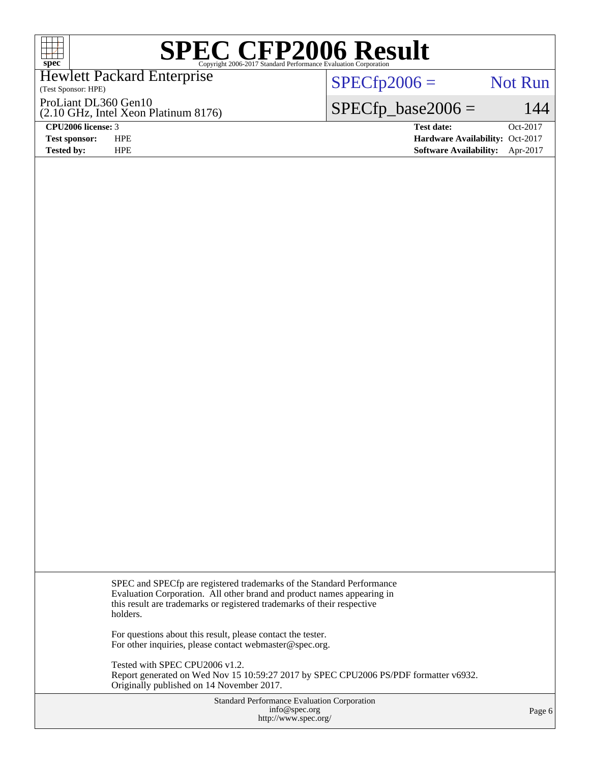SPEC and SPECfp are registered trademarks of the Standard Performance Evaluation Corporation. All other brand and product names appearing in this result are trademarks or registered trademarks of their respective holders.

For questions about this result, please contact the tester.
For other inquiries, please contact webmaster@spec.org.

Tested with SPEC CPU2006 v1.2.
Report generated on Wed Nov 15 10:59:27 2017 by SPEC CPU2006 PS/PDF formatter v6932.
Originally published on 14 November 2017.